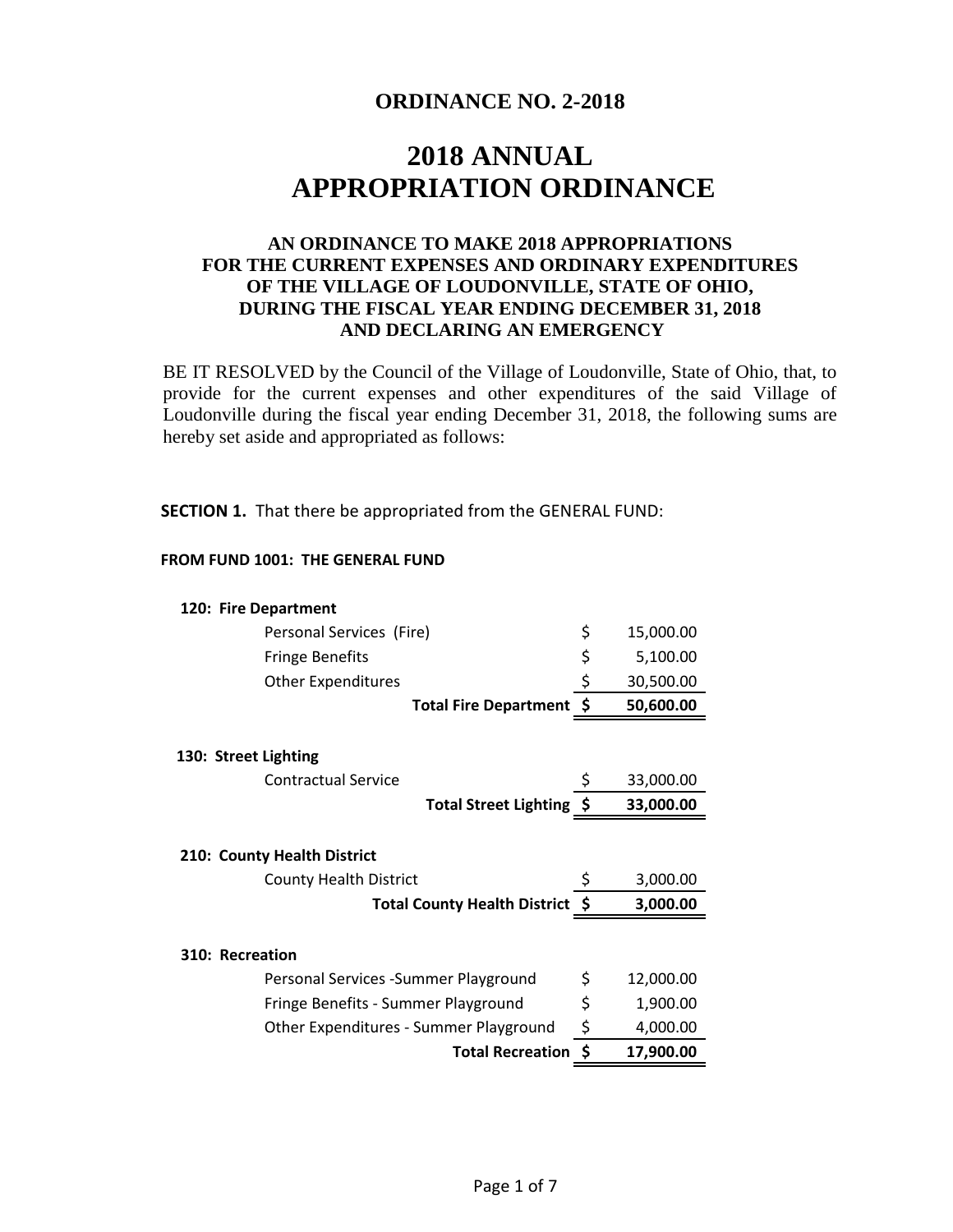## ORDINANCE NO. 2-2018

# 2018 ANNUAL APPROPRIATION ORDINANCE

### AN ORDINANCE TO MAKE 2018 APPROPRIATIONS FOR THE CURRENT EXPENSES AND ORDINARY EXPENDITURES OF THE VILLAGE OF LOUDONVILLE, STATE OF OHIO, DURING THE FISCAL YEAR ENDING DECEMBER 31, 2018 AND DECLARING AN EMERGENCY

BE IT RESOLVED by the Council of the Village of Loudonville, State of Ohio, that, to provide for the current expenses and other expenditures of the said Village of Loudonville during the fiscal year ending December 31, 2018, the following sums are hereby set aside and appropriated as follows:

**SECTION 1.** That there be appropriated from the GENERAL FUND:

**FROM FUND 1001: THE GENERAL FUND**

| | | |
|---|---|---|
| **120: Fire Department** | | |
| Personal Services (Fire) | $ | 15,000.00 |
| Fringe Benefits | $ | 5,100.00 |
| Other Expenditures | $ | 30,500.00 |
| **Total Fire Department** | **$** | **50,600.00** |
| **130: Street Lighting** | | |
| Contractual Service | $ | 33,000.00 |
| **Total Street Lighting** | **$** | **33,000.00** |
| **210: County Health District** | | |
| County Health District | $ | 3,000.00 |
| **Total County Health District** | **$** | **3,000.00** |
| **310: Recreation** | | |
| Personal Services -Summer Playground | $ | 12,000.00 |
| Fringe Benefits - Summer Playground | $ | 1,900.00 |
| Other Expenditures - Summer Playground | $ | 4,000.00 |
| **Total Recreation** | **$** | **17,900.00** |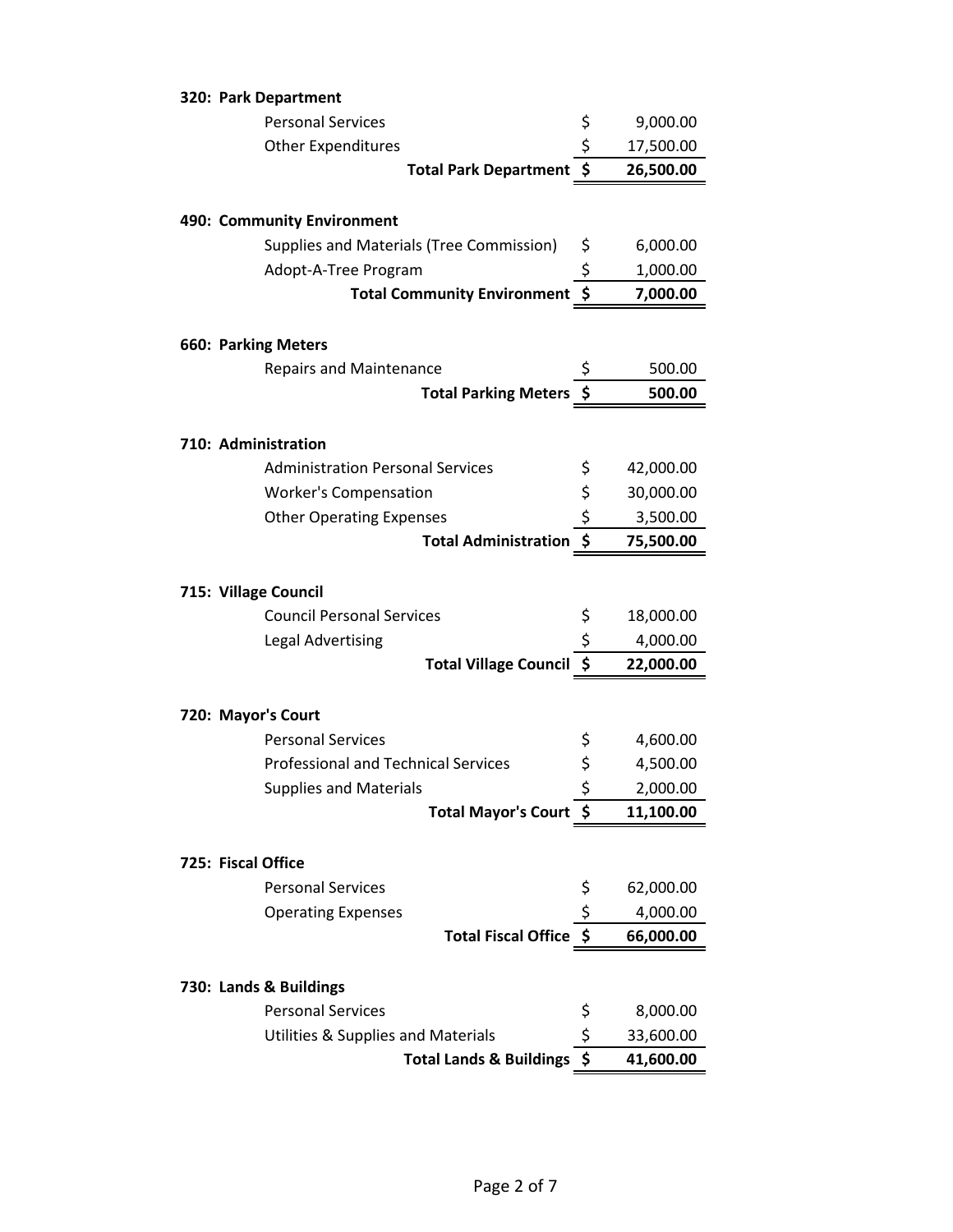**320: Park Department**

| | | |
|---|---|---|
| Personal Services | $ | 9,000.00 |
| Other Expenditures | $ | 17,500.00 |
| **Total Park Department** | **$** | **26,500.00** |

**490: Community Environment**

| | | |
|---|---|---|
| Supplies and Materials (Tree Commission) | $ | 6,000.00 |
| Adopt-A-Tree Program | $ | 1,000.00 |
| **Total Community Environment** | **$** | **7,000.00** |

**660: Parking Meters**

| | | |
|---|---|---|
| Repairs and Maintenance | $ | 500.00 |
| **Total Parking Meters** | **$** | **500.00** |

**710: Administration**

| | | |
|---|---|---|
| Administration Personal Services | $ | 42,000.00 |
| Worker's Compensation | $ | 30,000.00 |
| Other Operating Expenses | $ | 3,500.00 |
| **Total Administration** | **$** | **75,500.00** |

**715: Village Council**

| | | |
|---|---|---|
| Council Personal Services | $ | 18,000.00 |
| Legal Advertising | $ | 4,000.00 |
| **Total Village Council** | **$** | **22,000.00** |

**720: Mayor's Court**

| | | |
|---|---|---|
| Personal Services | $ | 4,600.00 |
| Professional and Technical Services | $ | 4,500.00 |
| Supplies and Materials | $ | 2,000.00 |
| **Total Mayor's Court** | **$** | **11,100.00** |

**725: Fiscal Office**

| | | |
|---|---|---|
| Personal Services | $ | 62,000.00 |
| Operating Expenses | $ | 4,000.00 |
| **Total Fiscal Office** | **$** | **66,000.00** |

**730: Lands & Buildings**

| | | |
|---|---|---|
| Personal Services | $ | 8,000.00 |
| Utilities & Supplies and Materials | $ | 33,600.00 |
| **Total Lands & Buildings** | **$** | **41,600.00** |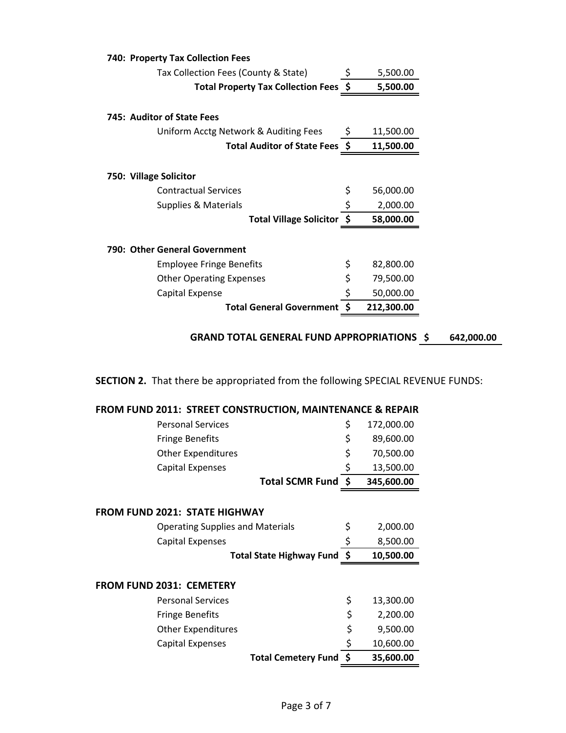**740: Property Tax Collection Fees**

| | | |
|---|---|---|
| Tax Collection Fees (County & State) | $ | 5,500.00 |
| **Total Property Tax Collection Fees** | **$** | **5,500.00** |

**745: Auditor of State Fees**

| | | |
|---|---|---|
| Uniform Acctg Network & Auditing Fees | $ | 11,500.00 |
| **Total Auditor of State Fees** | **$** | **11,500.00** |

**750: Village Solicitor**

| | | |
|---|---|---|
| Contractual Services | $ | 56,000.00 |
| Supplies & Materials | $ | 2,000.00 |
| **Total Village Solicitor** | **$** | **58,000.00** |

**790: Other General Government**

| | | |
|---|---|---|
| Employee Fringe Benefits | $ | 82,800.00 |
| Other Operating Expenses | $ | 79,500.00 |
| Capital Expense | $ | 50,000.00 |
| **Total General Government** | **$** | **212,300.00** |

**GRAND TOTAL GENERAL FUND APPROPRIATIONS $ 642,000.00**

**SECTION 2.** That there be appropriated from the following SPECIAL REVENUE FUNDS:

**FROM FUND 2011: STREET CONSTRUCTION, MAINTENANCE & REPAIR**

| | | |
|---|---|---|
| Personal Services | $ | 172,000.00 |
| Fringe Benefits | $ | 89,600.00 |
| Other Expenditures | $ | 70,500.00 |
| Capital Expenses | $ | 13,500.00 |
| **Total SCMR Fund** | **$** | **345,600.00** |

**FROM FUND 2021: STATE HIGHWAY**

| | | |
|---|---|---|
| Operating Supplies and Materials | $ | 2,000.00 |
| Capital Expenses | $ | 8,500.00 |
| **Total State Highway Fund** | **$** | **10,500.00** |

**FROM FUND 2031: CEMETERY**

| | | |
|---|---|---|
| Personal Services | $ | 13,300.00 |
| Fringe Benefits | $ | 2,200.00 |
| Other Expenditures | $ | 9,500.00 |
| Capital Expenses | $ | 10,600.00 |
| **Total Cemetery Fund** | **$** | **35,600.00** |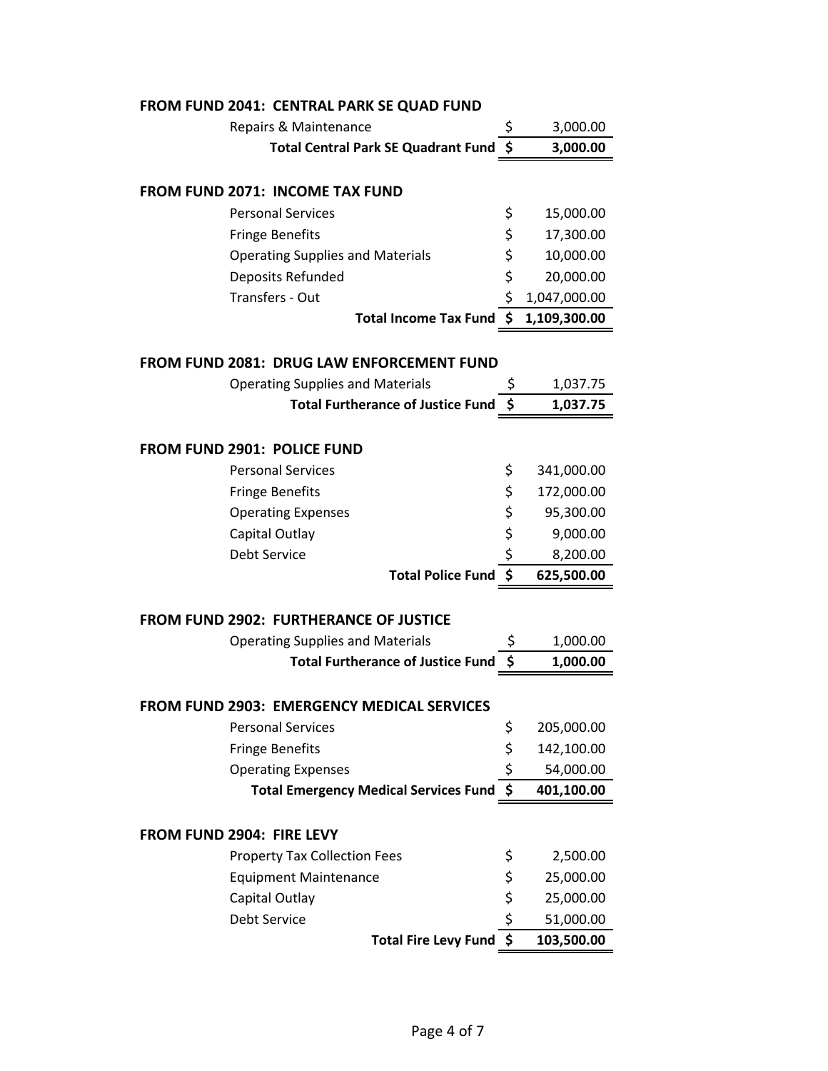**FROM FUND 2041: CENTRAL PARK SE QUAD FUND**

| | | |
|---|---|---|
| Repairs & Maintenance | $ | 3,000.00 |
| **Total Central Park SE Quadrant Fund** | **$** | **3,000.00** |

**FROM FUND 2071: INCOME TAX FUND**

| | | |
|---|---|---|
| Personal Services | $ | 15,000.00 |
| Fringe Benefits | $ | 17,300.00 |
| Operating Supplies and Materials | $ | 10,000.00 |
| Deposits Refunded | $ | 20,000.00 |
| Transfers - Out | $ | 1,047,000.00 |
| **Total Income Tax Fund** | **$** | **1,109,300.00** |

**FROM FUND 2081: DRUG LAW ENFORCEMENT FUND**

| | | |
|---|---|---|
| Operating Supplies and Materials | $ | 1,037.75 |
| **Total Furtherance of Justice Fund** | **$** | **1,037.75** |

**FROM FUND 2901: POLICE FUND**

| | | |
|---|---|---|
| Personal Services | $ | 341,000.00 |
| Fringe Benefits | $ | 172,000.00 |
| Operating Expenses | $ | 95,300.00 |
| Capital Outlay | $ | 9,000.00 |
| Debt Service | $ | 8,200.00 |
| **Total Police Fund** | **$** | **625,500.00** |

**FROM FUND 2902: FURTHERANCE OF JUSTICE**

| | | |
|---|---|---|
| Operating Supplies and Materials | $ | 1,000.00 |
| **Total Furtherance of Justice Fund** | **$** | **1,000.00** |

**FROM FUND 2903: EMERGENCY MEDICAL SERVICES**

| | | |
|---|---|---|
| Personal Services | $ | 205,000.00 |
| Fringe Benefits | $ | 142,100.00 |
| Operating Expenses | $ | 54,000.00 |
| **Total Emergency Medical Services Fund** | **$** | **401,100.00** |

**FROM FUND 2904: FIRE LEVY**

| | | |
|---|---|---|
| Property Tax Collection Fees | $ | 2,500.00 |
| Equipment Maintenance | $ | 25,000.00 |
| Capital Outlay | $ | 25,000.00 |
| Debt Service | $ | 51,000.00 |
| **Total Fire Levy Fund** | **$** | **103,500.00** |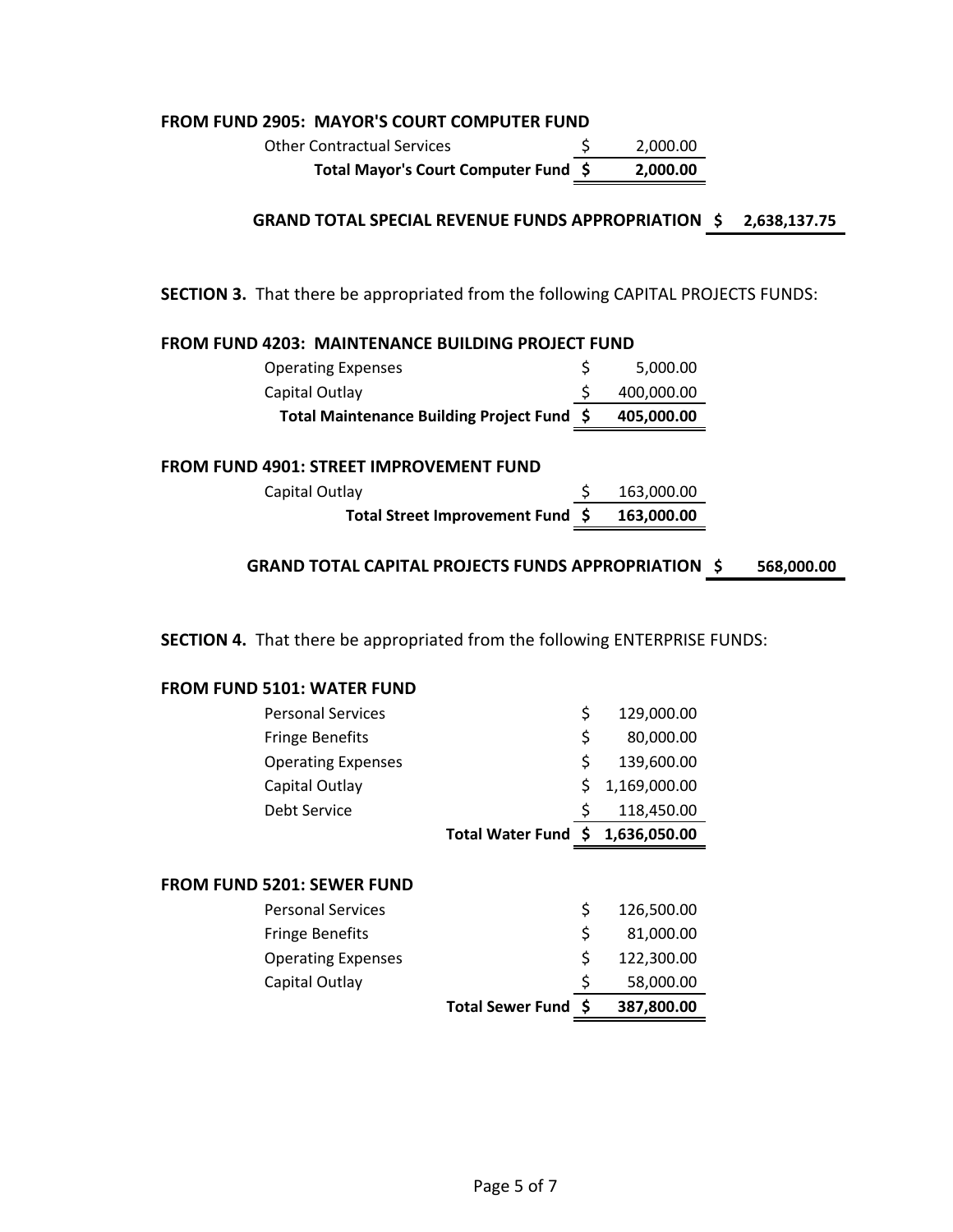**FROM FUND 2905: MAYOR'S COURT COMPUTER FUND**

| | | |
|---|---|---|
| Other Contractual Services | $ | 2,000.00 |
| **Total Mayor's Court Computer Fund** | **$** | **2,000.00** |

**GRAND TOTAL SPECIAL REVENUE FUNDS APPROPRIATION $ 2,638,137.75**

**SECTION 3.** That there be appropriated from the following CAPITAL PROJECTS FUNDS:

**FROM FUND 4203: MAINTENANCE BUILDING PROJECT FUND**

| | | |
|---|---|---|
| Operating Expenses | $ | 5,000.00 |
| Capital Outlay | $ | 400,000.00 |
| **Total Maintenance Building Project Fund** | **$** | **405,000.00** |

**FROM FUND 4901: STREET IMPROVEMENT FUND**

| | | |
|---|---|---|
| Capital Outlay | $ | 163,000.00 |
| **Total Street Improvement Fund** | **$** | **163,000.00** |

**GRAND TOTAL CAPITAL PROJECTS FUNDS APPROPRIATION $ 568,000.00**

**SECTION 4.** That there be appropriated from the following ENTERPRISE FUNDS:

**FROM FUND 5101: WATER FUND**

| | | |
|---|---|---|
| Personal Services | $ | 129,000.00 |
| Fringe Benefits | $ | 80,000.00 |
| Operating Expenses | $ | 139,600.00 |
| Capital Outlay | $ | 1,169,000.00 |
| Debt Service | $ | 118,450.00 |
| **Total Water Fund** | **$** | **1,636,050.00** |

**FROM FUND 5201: SEWER FUND**

| | | |
|---|---|---|
| Personal Services | $ | 126,500.00 |
| Fringe Benefits | $ | 81,000.00 |
| Operating Expenses | $ | 122,300.00 |
| Capital Outlay | $ | 58,000.00 |
| **Total Sewer Fund** | **$** | **387,800.00** |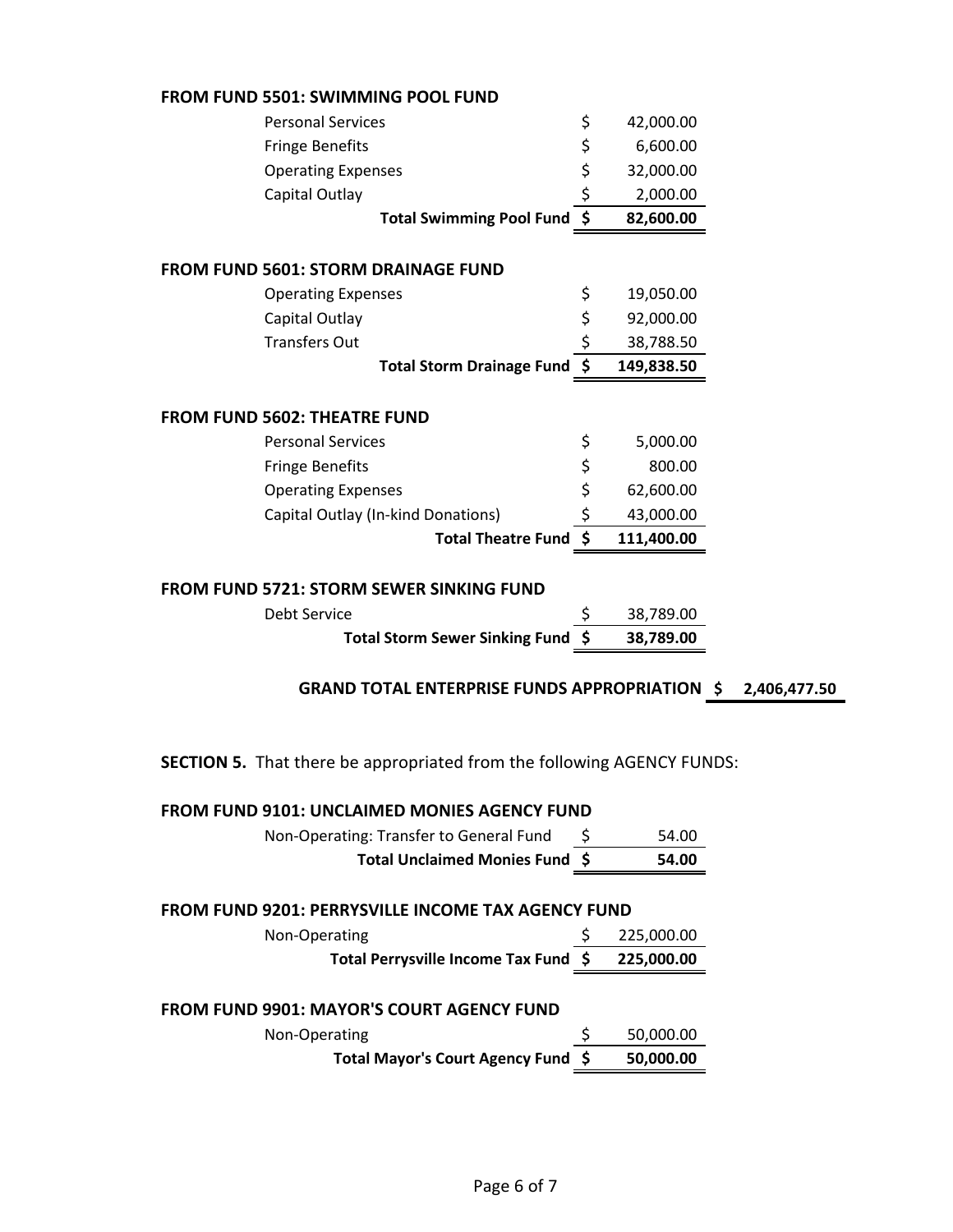**FROM FUND 5501: SWIMMING POOL FUND**

| | | |
|---|---|---|
| Personal Services | $ | 42,000.00 |
| Fringe Benefits | $ | 6,600.00 |
| Operating Expenses | $ | 32,000.00 |
| Capital Outlay | $ | 2,000.00 |
| **Total Swimming Pool Fund** | **$** | **82,600.00** |

**FROM FUND 5601: STORM DRAINAGE FUND**

| | | |
|---|---|---|
| Operating Expenses | $ | 19,050.00 |
| Capital Outlay | $ | 92,000.00 |
| Transfers Out | $ | 38,788.50 |
| **Total Storm Drainage Fund** | **$** | **149,838.50** |

**FROM FUND 5602: THEATRE FUND**

| | | |
|---|---|---|
| Personal Services | $ | 5,000.00 |
| Fringe Benefits | $ | 800.00 |
| Operating Expenses | $ | 62,600.00 |
| Capital Outlay (In-kind Donations) | $ | 43,000.00 |
| **Total Theatre Fund** | **$** | **111,400.00** |

**FROM FUND 5721: STORM SEWER SINKING FUND**

| | | |
|---|---|---|
| Debt Service | $ | 38,789.00 |
| **Total Storm Sewer Sinking Fund** | **$** | **38,789.00** |

**GRAND TOTAL ENTERPRISE FUNDS APPROPRIATION $ 2,406,477.50**

**SECTION 5.** That there be appropriated from the following AGENCY FUNDS:

**FROM FUND 9101: UNCLAIMED MONIES AGENCY FUND**

| | | |
|---|---|---|
| Non-Operating: Transfer to General Fund | $ | 54.00 |
| **Total Unclaimed Monies Fund** | **$** | **54.00** |

**FROM FUND 9201: PERRYSVILLE INCOME TAX AGENCY FUND**

| | | |
|---|---|---|
| Non-Operating | $ | 225,000.00 |
| **Total Perrysville Income Tax Fund** | **$** | **225,000.00** |

**FROM FUND 9901: MAYOR'S COURT AGENCY FUND**

| | | |
|---|---|---|
| Non-Operating | $ | 50,000.00 |
| **Total Mayor's Court Agency Fund** | **$** | **50,000.00** |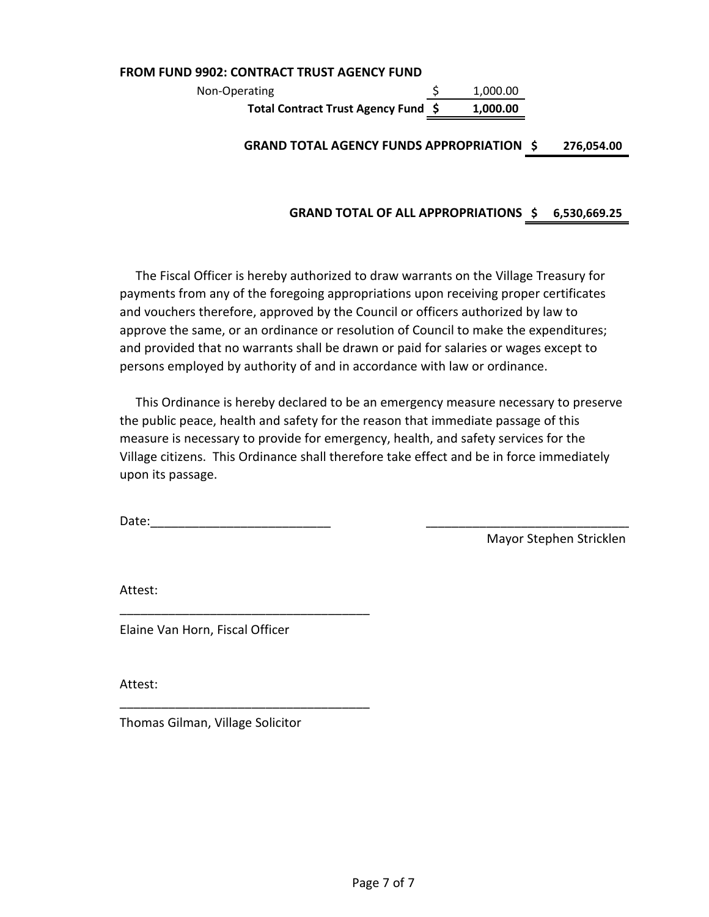**FROM FUND 9902: CONTRACT TRUST AGENCY FUND**

| | | |
|---|---|---|
| Non-Operating | $ | 1,000.00 |
| **Total Contract Trust Agency Fund** | **$** | **1,000.00** |

**GRAND TOTAL AGENCY FUNDS APPROPRIATION $ 276,054.00**

**GRAND TOTAL OF ALL APPROPRIATIONS $ 6,530,669.25**

The Fiscal Officer is hereby authorized to draw warrants on the Village Treasury for payments from any of the foregoing appropriations upon receiving proper certificates and vouchers therefore, approved by the Council or officers authorized by law to approve the same, or an ordinance or resolution of Council to make the expenditures; and provided that no warrants shall be drawn or paid for salaries or wages except to persons employed by authority of and in accordance with law or ordinance.

This Ordinance is hereby declared to be an emergency measure necessary to preserve the public peace, health and safety for the reason that immediate passage of this measure is necessary to provide for emergency, health, and safety services for the Village citizens. This Ordinance shall therefore take effect and be in force immediately upon its passage.

Date:__________________________

______________________________
Mayor Stephen Stricklen

Attest:

____________________________________
Elaine Van Horn, Fiscal Officer

Attest:

____________________________________
Thomas Gilman, Village Solicitor